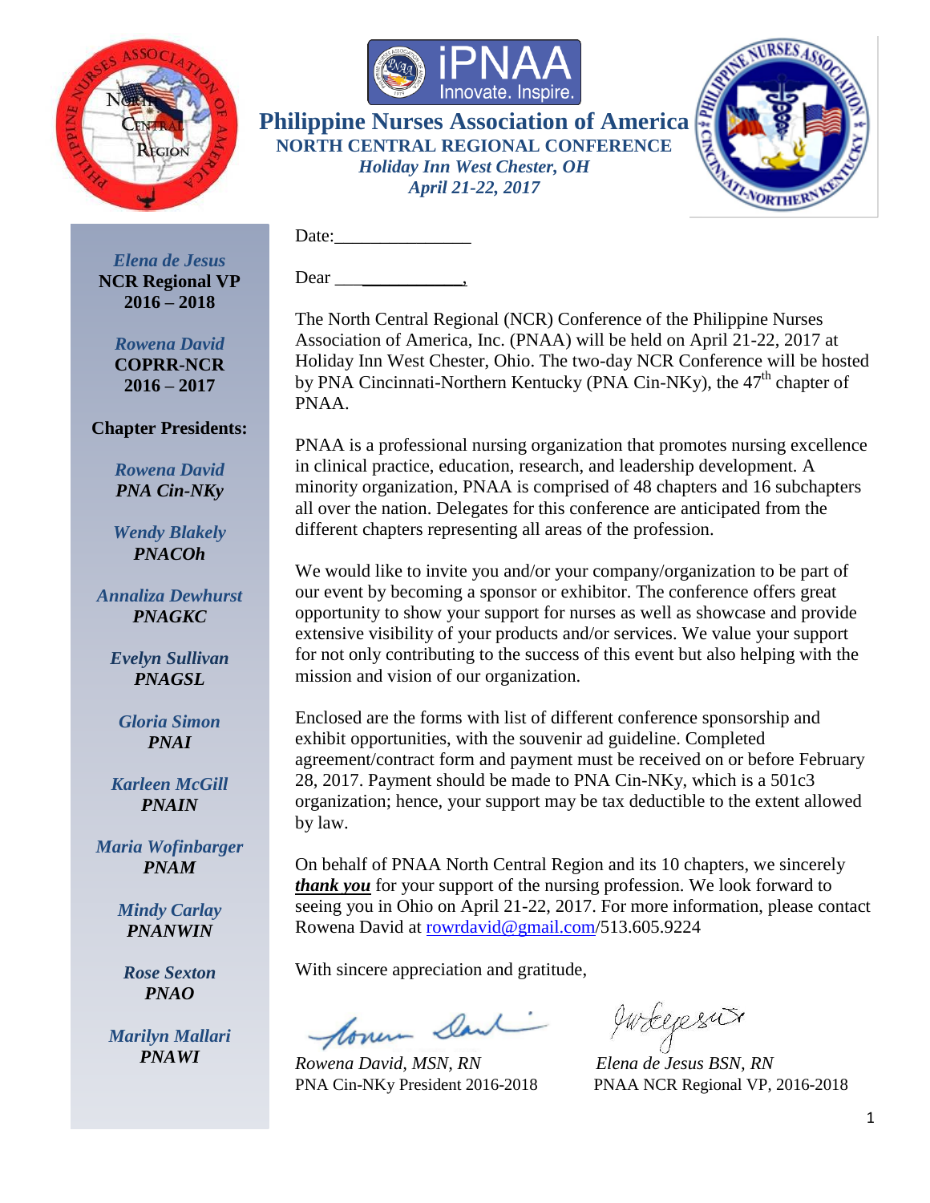# Philippine Nurses Association of America

**NORTH CENTRAL REGIONAL CONFERENCE**

***Holiday Inn West Chester, OH***

***April 21-22, 2017***

*Elena de Jesus*
**NCR Regional VP**
**2016 – 2018**

*Rowena David*
**COPRR-NCR**
**2016 – 2017**

**Chapter Presidents:**

*Rowena David*
***PNA Cin-NKy***

*Wendy Blakely*
***PNACOh***

*Annaliza Dewhurst*
***PNAGKC***

*Evelyn Sullivan*
***PNAGSL***

*Gloria Simon*
***PNAI***

*Karleen McGill*
***PNAIN***

*Maria Wofinbarger*
***PNAM***

*Mindy Carlay*
***PNANWIN***

*Rose Sexton*
***PNAO***

*Marilyn Mallari*
***PNAWI***

Date:_______________

Dear ______________,

The North Central Regional (NCR) Conference of the Philippine Nurses Association of America, Inc. (PNAA) will be held on April 21-22, 2017 at Holiday Inn West Chester, Ohio. The two-day NCR Conference will be hosted by PNA Cincinnati-Northern Kentucky (PNA Cin-NKy), the 47th chapter of PNAA.

PNAA is a professional nursing organization that promotes nursing excellence in clinical practice, education, research, and leadership development. A minority organization, PNAA is comprised of 48 chapters and 16 subchapters all over the nation. Delegates for this conference are anticipated from the different chapters representing all areas of the profession.

We would like to invite you and/or your company/organization to be part of our event by becoming a sponsor or exhibitor. The conference offers great opportunity to show your support for nurses as well as showcase and provide extensive visibility of your products and/or services. We value your support for not only contributing to the success of this event but also helping with the mission and vision of our organization.

Enclosed are the forms with list of different conference sponsorship and exhibit opportunities, with the souvenir ad guideline. Completed agreement/contract form and payment must be received on or before February 28, 2017. Payment should be made to PNA Cin-NKy, which is a 501c3 organization; hence, your support may be tax deductible to the extent allowed by law.

On behalf of PNAA North Central Region and its 10 chapters, we sincerely ***thank you*** for your support of the nursing profession. We look forward to seeing you in Ohio on April 21-22, 2017. For more information, please contact Rowena David at rowrdavid@gmail.com/513.605.9224

With sincere appreciation and gratitude,

*Rowena David, MSN, RN*
PNA Cin-NKy President 2016-2018

*Elena de Jesus BSN, RN*
PNAA NCR Regional VP, 2016-2018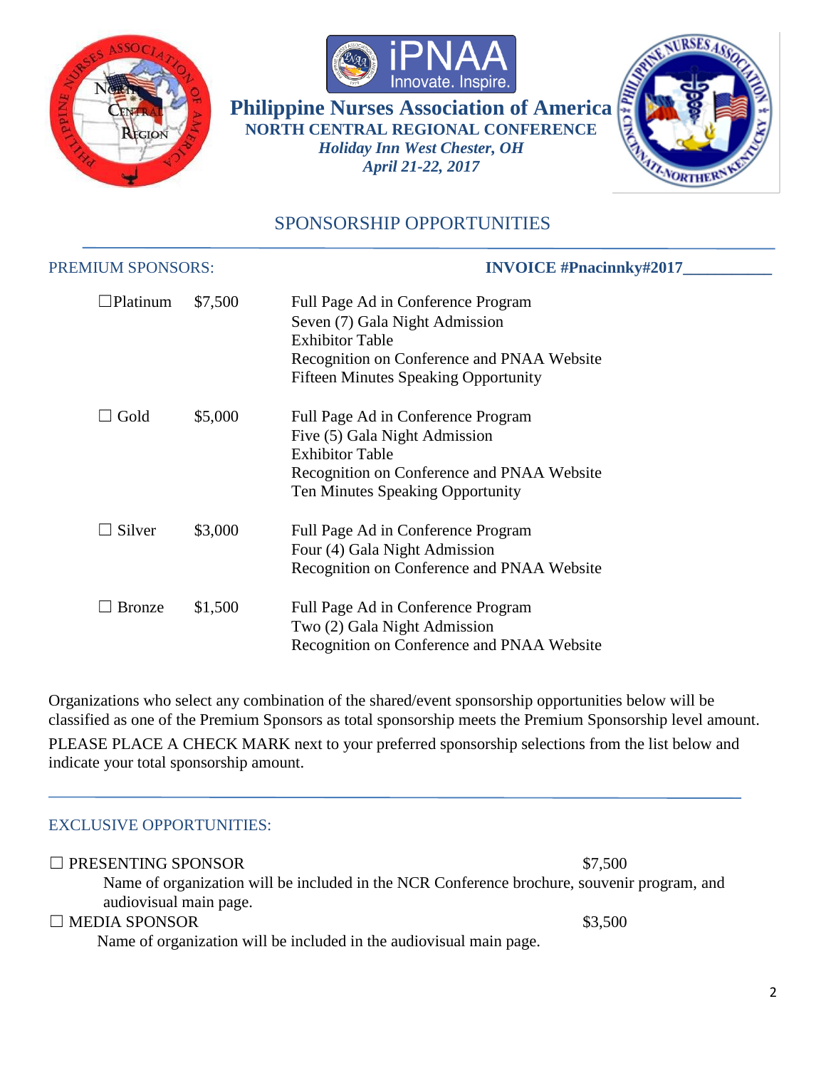# Philippine Nurses Association of America

**NORTH CENTRAL REGIONAL CONFERENCE**

***Holiday Inn West Chester, OH***

***April 21-22, 2017***

## SPONSORSHIP OPPORTUNITIES

PREMIUM SPONSORS: **INVOICE #Pnacinnky#2017__________**

| | | |
|---|---|---|
| ☐Platinum | $7,500 | Full Page Ad in Conference Program<br>Seven (7) Gala Night Admission<br>Exhibitor Table<br>Recognition on Conference and PNAA Website<br>Fifteen Minutes Speaking Opportunity |
| ☐ Gold | $5,000 | Full Page Ad in Conference Program<br>Five (5) Gala Night Admission<br>Exhibitor Table<br>Recognition on Conference and PNAA Website<br>Ten Minutes Speaking Opportunity |
| ☐ Silver | $3,000 | Full Page Ad in Conference Program<br>Four (4) Gala Night Admission<br>Recognition on Conference and PNAA Website |
| ☐ Bronze | $1,500 | Full Page Ad in Conference Program<br>Two (2) Gala Night Admission<br>Recognition on Conference and PNAA Website |

Organizations who select any combination of the shared/event sponsorship opportunities below will be classified as one of the Premium Sponsors as total sponsorship meets the Premium Sponsorship level amount.

PLEASE PLACE A CHECK MARK next to your preferred sponsorship selections from the list below and indicate your total sponsorship amount.

EXCLUSIVE OPPORTUNITIES:

☐ PRESENTING SPONSOR $7,500

Name of organization will be included in the NCR Conference brochure, souvenir program, and audiovisual main page.

☐ MEDIA SPONSOR $3,500

Name of organization will be included in the audiovisual main page.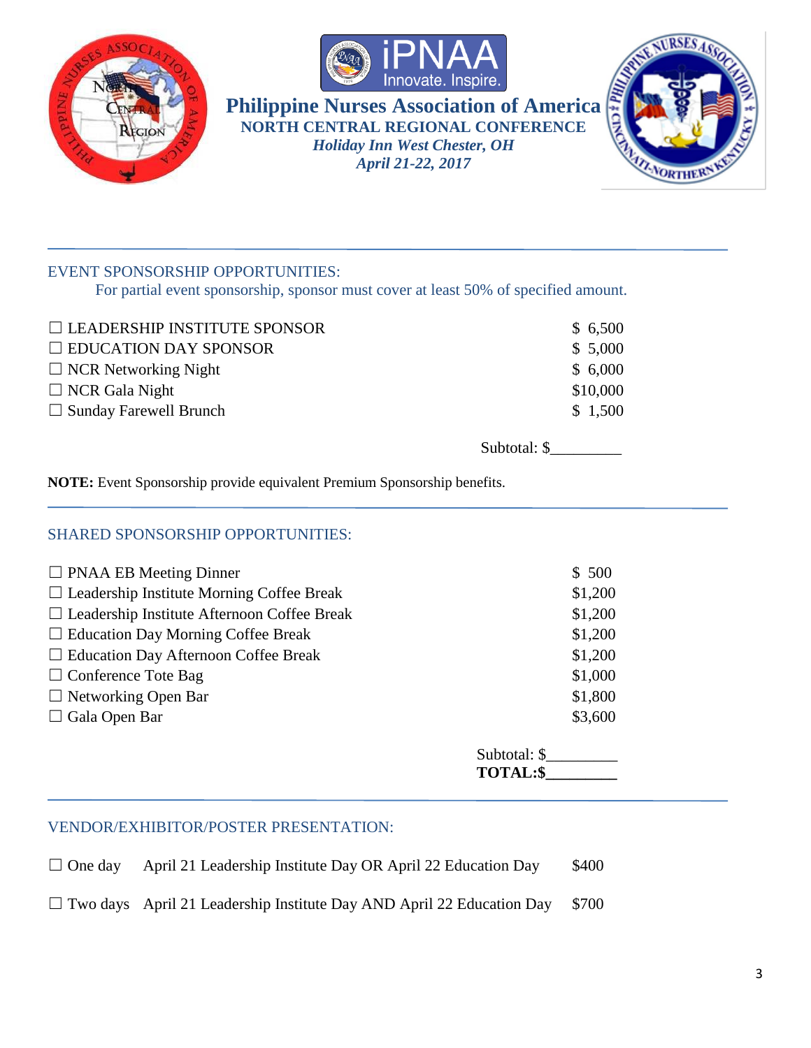# Philippine Nurses Association of America

**NORTH CENTRAL REGIONAL CONFERENCE**

***Holiday Inn West Chester, OH***

***April 21-22, 2017***

---

## EVENT SPONSORSHIP OPPORTUNITIES:

For partial event sponsorship, sponsor must cover at least 50% of specified amount.

| Sponsorship | Amount |
|---|---|
| ☐ LEADERSHIP INSTITUTE SPONSOR | $ 6,500 |
| ☐ EDUCATION DAY SPONSOR | $ 5,000 |
| ☐ NCR Networking Night | $ 6,000 |
| ☐ NCR Gala Night | $10,000 |
| ☐ Sunday Farewell Brunch | $ 1,500 |

Subtotal: $_________

**NOTE:** Event Sponsorship provide equivalent Premium Sponsorship benefits.

---

## SHARED SPONSORSHIP OPPORTUNITIES:

| Sponsorship | Amount |
|---|---|
| ☐ PNAA EB Meeting Dinner | $ 500 |
| ☐ Leadership Institute Morning Coffee Break | $1,200 |
| ☐ Leadership Institute Afternoon Coffee Break | $1,200 |
| ☐ Education Day Morning Coffee Break | $1,200 |
| ☐ Education Day Afternoon Coffee Break | $1,200 |
| ☐ Conference Tote Bag | $1,000 |
| ☐ Networking Open Bar | $1,800 |
| ☐ Gala Open Bar | $3,600 |

Subtotal: $_________

**TOTAL:$_________**

---

## VENDOR/EXHIBITOR/POSTER PRESENTATION:

| Option | Days | Amount |
|---|---|---|
| ☐ One day | April 21 Leadership Institute Day OR April 22 Education Day | $400 |
| ☐ Two days | April 21 Leadership Institute Day AND April 22 Education Day | $700 |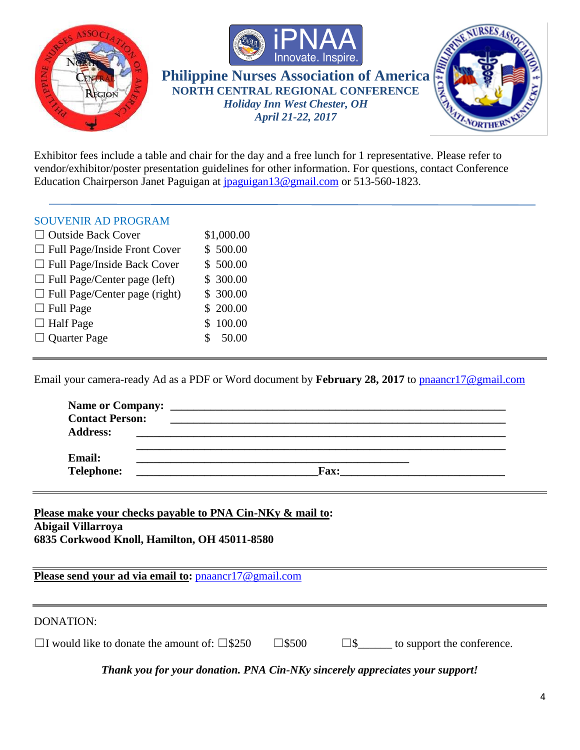# Philippine Nurses Association of America

**NORTH CENTRAL REGIONAL CONFERENCE**

***Holiday Inn West Chester, OH***

***April 21-22, 2017***

Exhibitor fees include a table and chair for the day and a free lunch for 1 representative. Please refer to vendor/exhibitor/poster presentation guidelines for other information. For questions, contact Conference Education Chairperson Janet Paguigan at jpaguigan13@gmail.com or 513-560-1823.

---

## SOUVENIR AD PROGRAM

| | |
|---|---|
| ☐ Outside Back Cover | $1,000.00 |
| ☐ Full Page/Inside Front Cover | $ 500.00 |
| ☐ Full Page/Inside Back Cover | $ 500.00 |
| ☐ Full Page/Center page (left) | $ 300.00 |
| ☐ Full Page/Center page (right) | $ 300.00 |
| ☐ Full Page | $ 200.00 |
| ☐ Half Page | $ 100.00 |
| ☐ Quarter Page | $ 50.00 |

---

Email your camera-ready Ad as a PDF or Word document by **February 28, 2017** to pnaancr17@gmail.com

**Name or Company:** ____________________________________________

**Contact Person:** ____________________________________________

**Address:** ____________________________________________

____________________________________________

**Email:** ____________________________________

**Telephone:** ________________________ **Fax:** ______________________

---

**Please make your checks payable to PNA Cin-NKy & mail to:**
**Abigail Villarroya**
**6835 Corkwood Knoll, Hamilton, OH 45011-8580**

---

**Please send your ad via email to:** pnaancr17@gmail.com

---

DONATION:

☐I would like to donate the amount of: ☐$250 ☐$500 ☐$______ to support the conference.

***Thank you for your donation. PNA Cin-NKy sincerely appreciates your support!***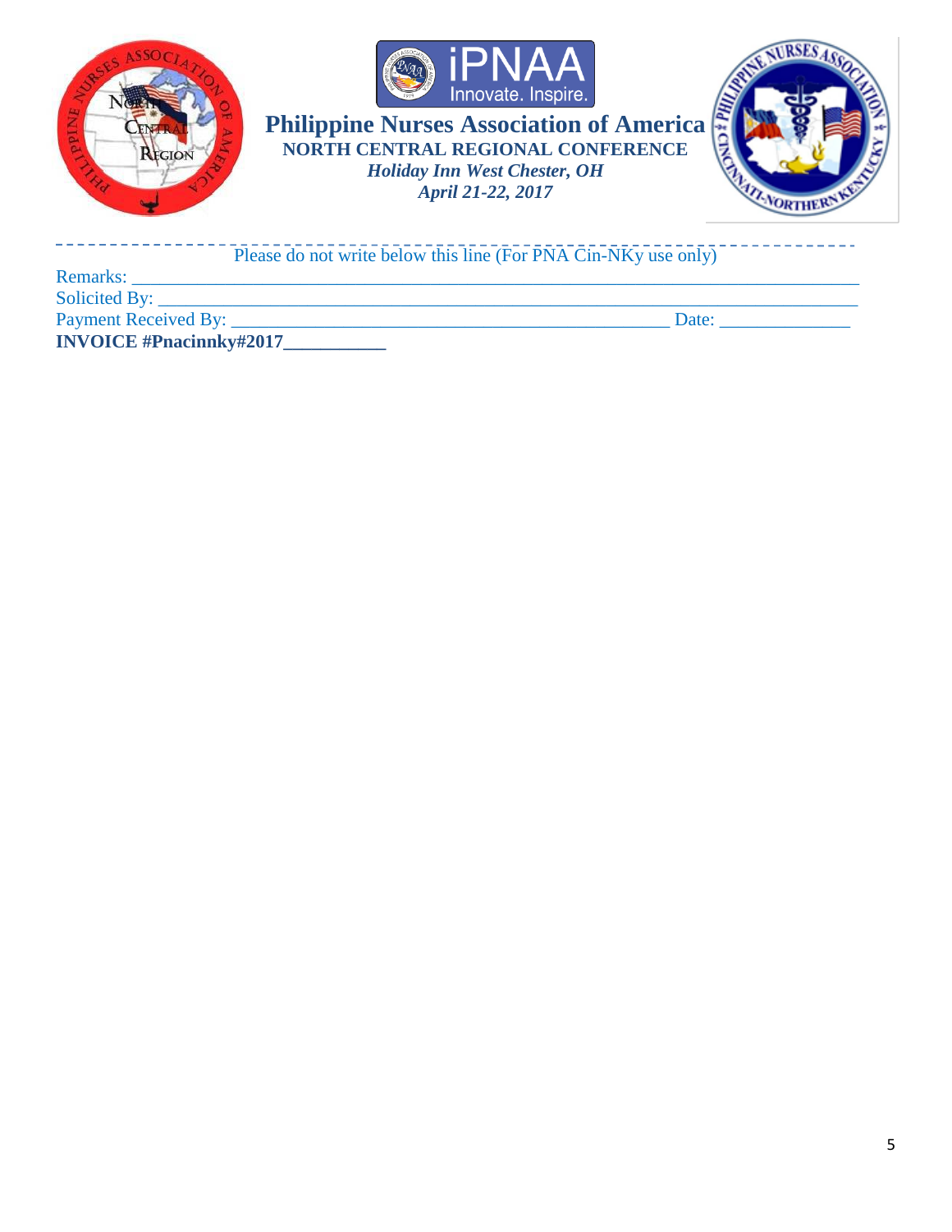# Philippine Nurses Association of America

**NORTH CENTRAL REGIONAL CONFERENCE**

***Holiday Inn West Chester, OH***

***April 21-22, 2017***

---

Please do not write below this line (For PNA Cin-NKy use only)

Remarks: ___________________________________________________________________________

Solicited By: ________________________________________________________________________

Payment Received By: _______________________________________________ Date: _____________

**INVOICE #Pnacinnky#2017___________**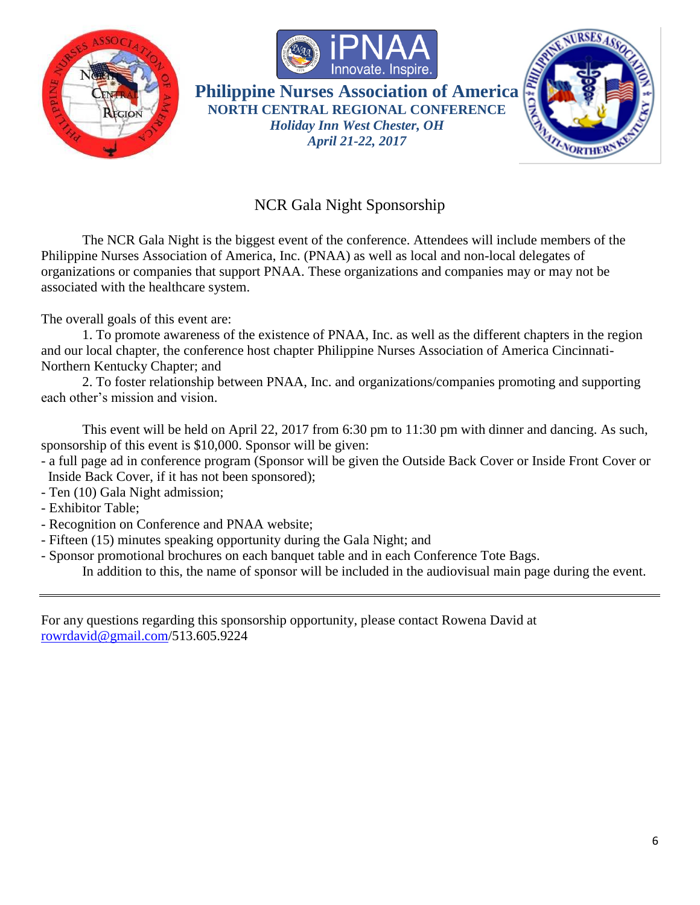**Philippine Nurses Association of America**
**NORTH CENTRAL REGIONAL CONFERENCE**
***Holiday Inn West Chester, OH***
***April 21-22, 2017***

## NCR Gala Night Sponsorship

The NCR Gala Night is the biggest event of the conference. Attendees will include members of the Philippine Nurses Association of America, Inc. (PNAA) as well as local and non-local delegates of organizations or companies that support PNAA. These organizations and companies may or may not be associated with the healthcare system.

The overall goals of this event are:

1. To promote awareness of the existence of PNAA, Inc. as well as the different chapters in the region and our local chapter, the conference host chapter Philippine Nurses Association of America Cincinnati-Northern Kentucky Chapter; and
2. To foster relationship between PNAA, Inc. and organizations/companies promoting and supporting each other's mission and vision.

This event will be held on April 22, 2017 from 6:30 pm to 11:30 pm with dinner and dancing. As such, sponsorship of this event is $10,000. Sponsor will be given:

- a full page ad in conference program (Sponsor will be given the Outside Back Cover or Inside Front Cover or Inside Back Cover, if it has not been sponsored);
- Ten (10) Gala Night admission;
- Exhibitor Table;
- Recognition on Conference and PNAA website;
- Fifteen (15) minutes speaking opportunity during the Gala Night; and
- Sponsor promotional brochures on each banquet table and in each Conference Tote Bags.

In addition to this, the name of sponsor will be included in the audiovisual main page during the event.

---

For any questions regarding this sponsorship opportunity, please contact Rowena David at rowrdavid@gmail.com/513.605.9224